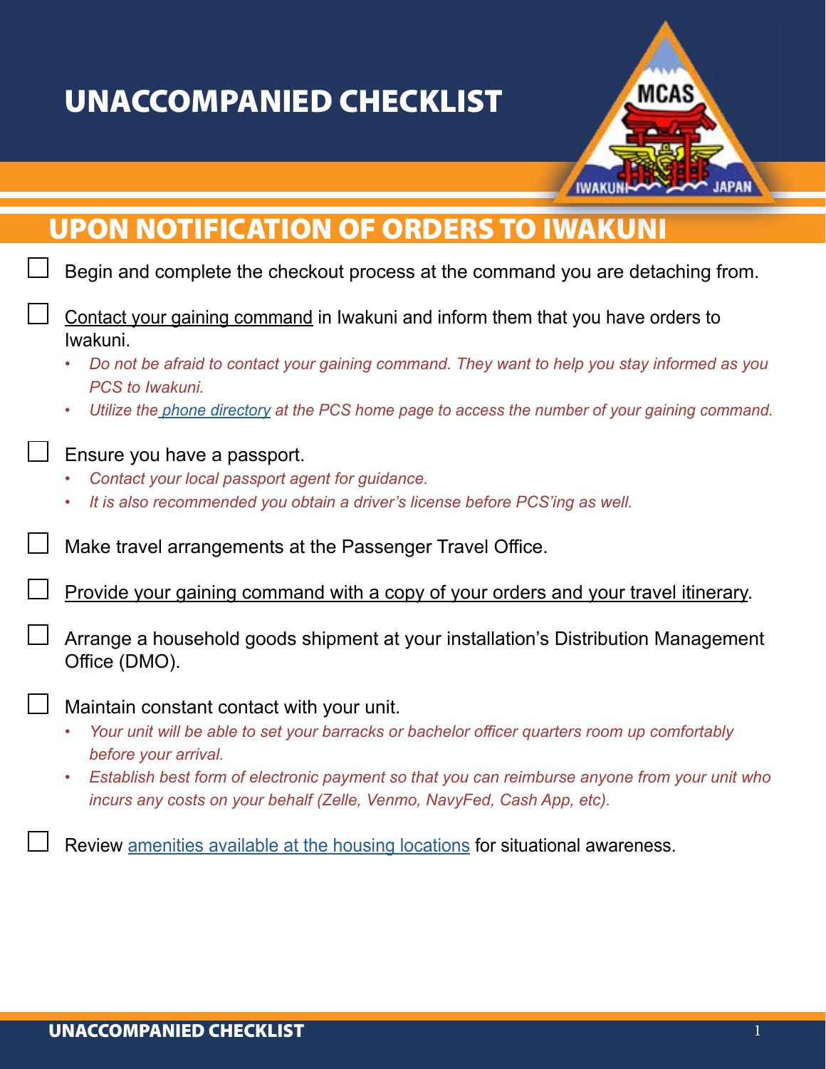# UNACCOMPANIED CHECKLIST

## UPON NOTIFICATION OF ORDERS TO IWAKUNI

- [ ] Begin and complete the checkout process at the command you are detaching from.

- [ ] Contact your gaining command in Iwakuni and inform them that you have orders to Iwakuni.
  - *Do not be afraid to contact your gaining command. They want to help you stay informed as you PCS to Iwakuni.*
  - *Utilize the phone directory at the PCS home page to access the number of your gaining command.*

- [ ] Ensure you have a passport.
  - *Contact your local passport agent for guidance.*
  - *It is also recommended you obtain a driver's license before PCS'ing as well.*

- [ ] Make travel arrangements at the Passenger Travel Office.

- [ ] Provide your gaining command with a copy of your orders and your travel itinerary.

- [ ] Arrange a household goods shipment at your installation's Distribution Management Office (DMO).

- [ ] Maintain constant contact with your unit.
  - *Your unit will be able to set your barracks or bachelor officer quarters room up comfortably before your arrival.*
  - *Establish best form of electronic payment so that you can reimburse anyone from your unit who incurs any costs on your behalf (Zelle, Venmo, NavyFed, Cash App, etc).*

- [ ] Review amenities available at the housing locations for situational awareness.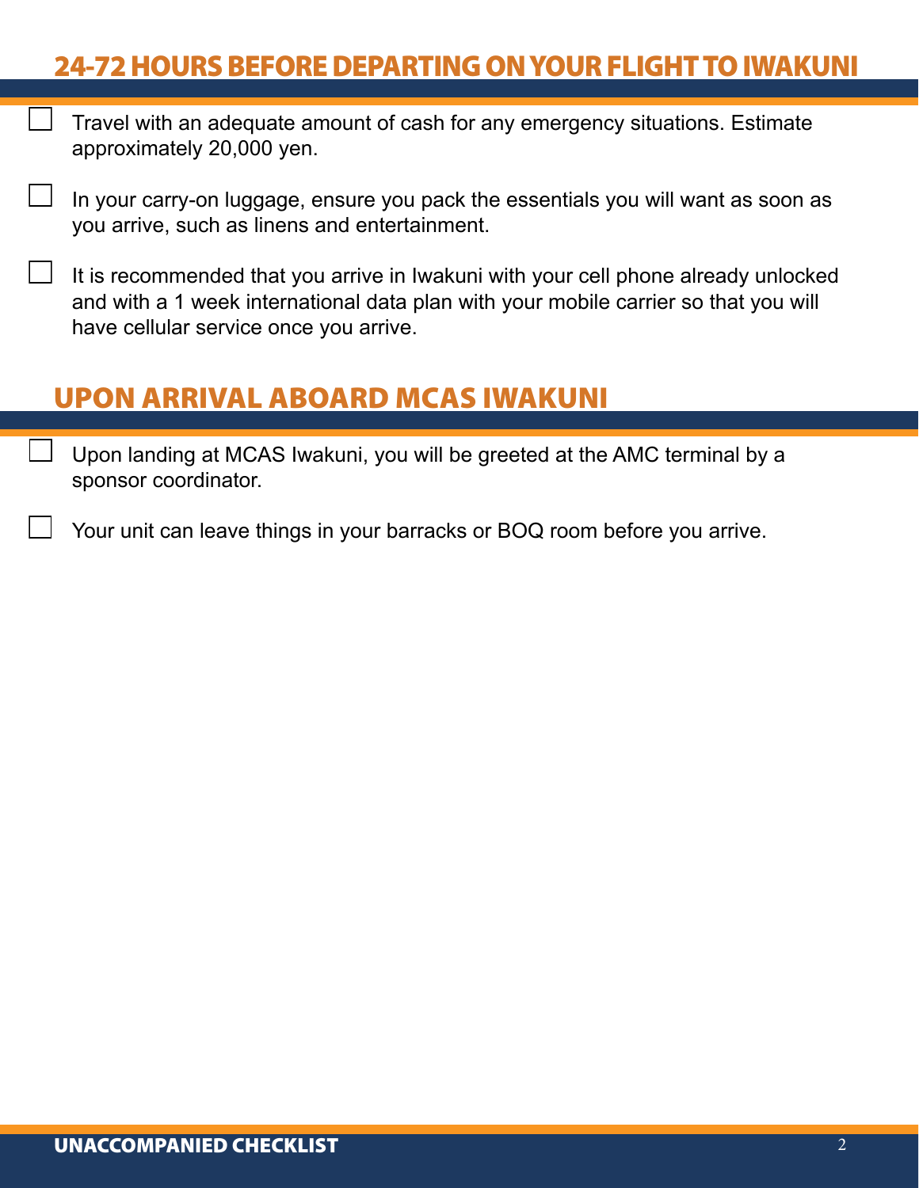## 24-72 HOURS BEFORE DEPARTING ON YOUR FLIGHT TO IWAKUNI

- [ ] Travel with an adequate amount of cash for any emergency situations. Estimate approximately 20,000 yen.
- [ ] In your carry-on luggage, ensure you pack the essentials you will want as soon as you arrive, such as linens and entertainment.
- [ ] It is recommended that you arrive in Iwakuni with your cell phone already unlocked and with a 1 week international data plan with your mobile carrier so that you will have cellular service once you arrive.

## UPON ARRIVAL ABOARD MCAS IWAKUNI

- [ ] Upon landing at MCAS Iwakuni, you will be greeted at the AMC terminal by a sponsor coordinator.
- [ ] Your unit can leave things in your barracks or BOQ room before you arrive.